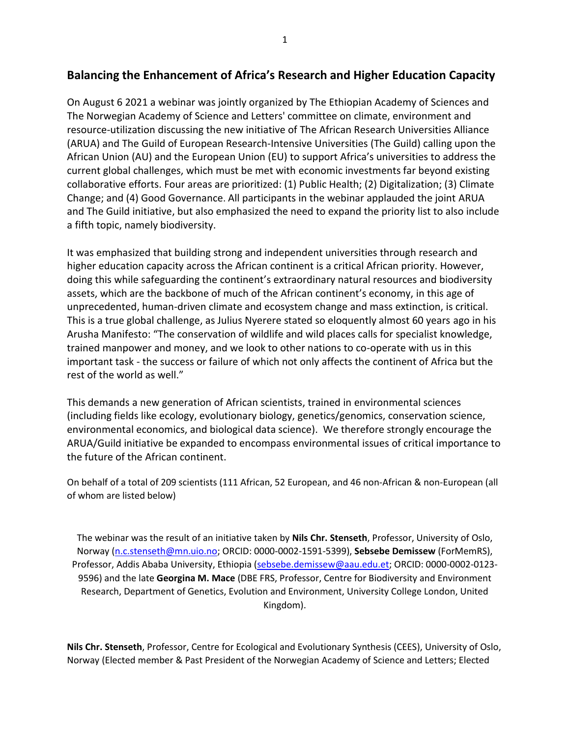## Balancing the Enhancement of Africa's Research and Higher Education Capacity

On August 6 2021 a webinar was jointly organized by The Ethiopian Academy of Sciences and The Norwegian Academy of Science and Letters' committee on climate, environment and resource-utilization discussing the new initiative of The African Research Universities Alliance (ARUA) and The Guild of European Research-Intensive Universities (The Guild) calling upon the African Union (AU) and the European Union (EU) to support Africa's universities to address the current global challenges, which must be met with economic investments far beyond existing collaborative efforts. Four areas are prioritized: (1) Public Health; (2) Digitalization; (3) Climate Change; and (4) Good Governance. All participants in the webinar applauded the joint ARUA and The Guild initiative, but also emphasized the need to expand the priority list to also include a fifth topic, namely biodiversity.

It was emphasized that building strong and independent universities through research and higher education capacity across the African continent is a critical African priority. However, doing this while safeguarding the continent's extraordinary natural resources and biodiversity assets, which are the backbone of much of the African continent's economy, in this age of unprecedented, human-driven climate and ecosystem change and mass extinction, is critical. This is a true global challenge, as Julius Nyerere stated so eloquently almost 60 years ago in his Arusha Manifesto: "The conservation of wildlife and wild places calls for specialist knowledge, trained manpower and money, and we look to other nations to co-operate with us in this important task - the success or failure of which not only affects the continent of Africa but the rest of the world as well."

This demands a new generation of African scientists, trained in environmental sciences (including fields like ecology, evolutionary biology, genetics/genomics, conservation science, environmental economics, and biological data science). We therefore strongly encourage the ARUA/Guild initiative be expanded to encompass environmental issues of critical importance to the future of the African continent.

On behalf of a total of 209 scientists (111 African, 52 European, and 46 non-African & non-European (all of whom are listed below)

The webinar was the result of an initiative taken by **Nils Chr. Stenseth**, Professor, University of Oslo, Norway (n.c.stenseth@mn.uio.no; ORCID: 0000-0002-1591-5399), **Sebsebe Demissew** (ForMemRS), Professor, Addis Ababa University, Ethiopia (sebsebe.demissew@aau.edu.et; ORCID: 0000-0002-0123-9596) and the late **Georgina M. Mace** (DBE FRS, Professor, Centre for Biodiversity and Environment Research, Department of Genetics, Evolution and Environment, University College London, United Kingdom).

**Nils Chr. Stenseth**, Professor, Centre for Ecological and Evolutionary Synthesis (CEES), University of Oslo, Norway (Elected member & Past President of the Norwegian Academy of Science and Letters; Elected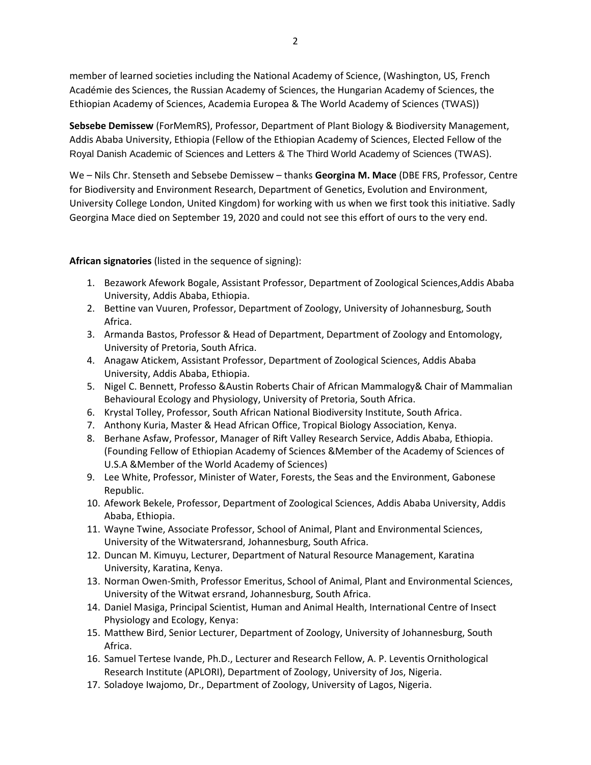member of learned societies including the National Academy of Science, (Washington, US, French Académie des Sciences, the Russian Academy of Sciences, the Hungarian Academy of Sciences, the Ethiopian Academy of Sciences, Academia Europea & The World Academy of Sciences (TWAS))

**Sebsebe Demissew** (ForMemRS), Professor, Department of Plant Biology & Biodiversity Management, Addis Ababa University, Ethiopia (Fellow of the Ethiopian Academy of Sciences, Elected Fellow of the Royal Danish Academic of Sciences and Letters & The Third World Academy of Sciences (TWAS).

We – Nils Chr. Stenseth and Sebsebe Demissew – thanks **Georgina M. Mace** (DBE FRS, Professor, Centre for Biodiversity and Environment Research, Department of Genetics, Evolution and Environment, University College London, United Kingdom) for working with us when we first took this initiative. Sadly Georgina Mace died on September 19, 2020 and could not see this effort of ours to the very end.

**African signatories** (listed in the sequence of signing):

1. Bezawork Afework Bogale, Assistant Professor, Department of Zoological Sciences,Addis Ababa University, Addis Ababa, Ethiopia.
2. Bettine van Vuuren, Professor, Department of Zoology, University of Johannesburg, South Africa.
3. Armanda Bastos, Professor & Head of Department, Department of Zoology and Entomology, University of Pretoria, South Africa.
4. Anagaw Atickem, Assistant Professor, Department of Zoological Sciences, Addis Ababa University, Addis Ababa, Ethiopia.
5. Nigel C. Bennett, Professo &Austin Roberts Chair of African Mammalogy& Chair of Mammalian Behavioural Ecology and Physiology, University of Pretoria, South Africa.
6. Krystal Tolley, Professor, South African National Biodiversity Institute, South Africa.
7. Anthony Kuria, Master & Head African Office, Tropical Biology Association, Kenya.
8. Berhane Asfaw, Professor, Manager of Rift Valley Research Service, Addis Ababa, Ethiopia. (Founding Fellow of Ethiopian Academy of Sciences &Member of the Academy of Sciences of U.S.A &Member of the World Academy of Sciences)
9. Lee White, Professor, Minister of Water, Forests, the Seas and the Environment, Gabonese Republic.
10. Afework Bekele, Professor, Department of Zoological Sciences, Addis Ababa University, Addis Ababa, Ethiopia.
11. Wayne Twine, Associate Professor, School of Animal, Plant and Environmental Sciences, University of the Witwatersrand, Johannesburg, South Africa.
12. Duncan M. Kimuyu, Lecturer, Department of Natural Resource Management, Karatina University, Karatina, Kenya.
13. Norman Owen-Smith, Professor Emeritus, School of Animal, Plant and Environmental Sciences, University of the Witwat ersrand, Johannesburg, South Africa.
14. Daniel Masiga, Principal Scientist, Human and Animal Health, International Centre of Insect Physiology and Ecology, Kenya:
15. Matthew Bird, Senior Lecturer, Department of Zoology, University of Johannesburg, South Africa.
16. Samuel Tertese Ivande, Ph.D., Lecturer and Research Fellow, A. P. Leventis Ornithological Research Institute (APLORI), Department of Zoology, University of Jos, Nigeria.
17. Soladoye Iwajomo, Dr., Department of Zoology, University of Lagos, Nigeria.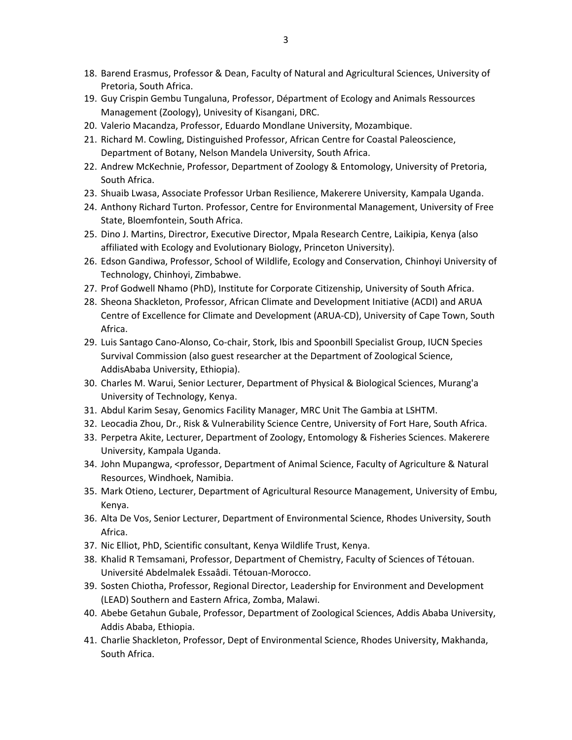18. Barend Erasmus, Professor & Dean, Faculty of Natural and Agricultural Sciences, University of Pretoria, South Africa.
19. Guy Crispin Gembu Tungaluna, Professor, Départment of Ecology and Animals Ressources Management (Zoology), Univesity of Kisangani, DRC.
20. Valerio Macandza, Professor, Eduardo Mondlane University, Mozambique.
21. Richard M. Cowling, Distinguished Professor, African Centre for Coastal Paleoscience, Department of Botany, Nelson Mandela University, South Africa.
22. Andrew McKechnie, Professor, Department of Zoology & Entomology, University of Pretoria, South Africa.
23. Shuaib Lwasa, Associate Professor Urban Resilience, Makerere University, Kampala Uganda.
24. Anthony Richard Turton. Professor, Centre for Environmental Management, University of Free State, Bloemfontein, South Africa.
25. Dino J. Martins, Directror, Executive Director, Mpala Research Centre, Laikipia, Kenya (also affiliated with Ecology and Evolutionary Biology, Princeton University).
26. Edson Gandiwa, Professor, School of Wildlife, Ecology and Conservation, Chinhoyi University of Technology, Chinhoyi, Zimbabwe.
27. Prof Godwell Nhamo (PhD), Institute for Corporate Citizenship, University of South Africa.
28. Sheona Shackleton, Professor, African Climate and Development Initiative (ACDI) and ARUA Centre of Excellence for Climate and Development (ARUA-CD), University of Cape Town, South Africa.
29. Luis Santago Cano-Alonso, Co-chair, Stork, Ibis and Spoonbill Specialist Group, IUCN Species Survival Commission (also guest researcher at the Department of Zoological Science, AddisAbaba University, Ethiopia).
30. Charles M. Warui, Senior Lecturer, Department of Physical & Biological Sciences, Murang'a University of Technology, Kenya.
31. Abdul Karim Sesay, Genomics Facility Manager, MRC Unit The Gambia at LSHTM.
32. Leocadia Zhou, Dr., Risk & Vulnerability Science Centre, University of Fort Hare, South Africa.
33. Perpetra Akite, Lecturer, Department of Zoology, Entomology & Fisheries Sciences. Makerere University, Kampala Uganda.
34. John Mupangwa, <professor, Department of Animal Science, Faculty of Agriculture & Natural Resources, Windhoek, Namibia.
35. Mark Otieno, Lecturer, Department of Agricultural Resource Management, University of Embu, Kenya.
36. Alta De Vos, Senior Lecturer, Department of Environmental Science, Rhodes University, South Africa.
37. Nic Elliot, PhD, Scientific consultant, Kenya Wildlife Trust, Kenya.
38. Khalid R Temsamani, Professor, Department of Chemistry, Faculty of Sciences of Tétouan. Université Abdelmalek Essaâdi. Tétouan-Morocco.
39. Sosten Chiotha, Professor, Regional Director, Leadership for Environment and Development (LEAD) Southern and Eastern Africa, Zomba, Malawi.
40. Abebe Getahun Gubale, Professor, Department of Zoological Sciences, Addis Ababa University, Addis Ababa, Ethiopia.
41. Charlie Shackleton, Professor, Dept of Environmental Science, Rhodes University, Makhanda, South Africa.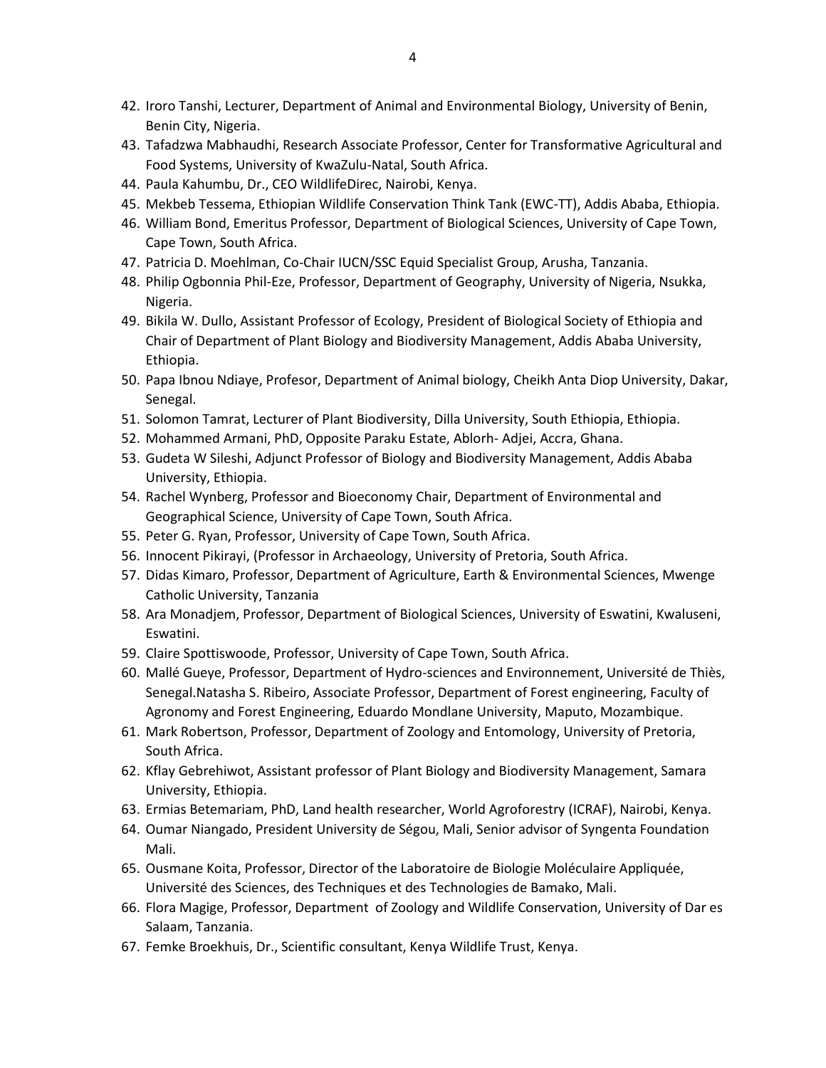42. Iroro Tanshi, Lecturer, Department of Animal and Environmental Biology, University of Benin, Benin City, Nigeria.
43. Tafadzwa Mabhaudhi, Research Associate Professor, Center for Transformative Agricultural and Food Systems, University of KwaZulu-Natal, South Africa.
44. Paula Kahumbu, Dr., CEO WildlifeDirec, Nairobi, Kenya.
45. Mekbeb Tessema, Ethiopian Wildlife Conservation Think Tank (EWC-TT), Addis Ababa, Ethiopia.
46. William Bond, Emeritus Professor, Department of Biological Sciences, University of Cape Town, Cape Town, South Africa.
47. Patricia D. Moehlman, Co-Chair IUCN/SSC Equid Specialist Group, Arusha, Tanzania.
48. Philip Ogbonnia Phil-Eze, Professor, Department of Geography, University of Nigeria, Nsukka, Nigeria.
49. Bikila W. Dullo, Assistant Professor of Ecology, President of Biological Society of Ethiopia and Chair of Department of Plant Biology and Biodiversity Management, Addis Ababa University, Ethiopia.
50. Papa Ibnou Ndiaye, Profesor, Department of Animal biology, Cheikh Anta Diop University, Dakar, Senegal.
51. Solomon Tamrat, Lecturer of Plant Biodiversity, Dilla University, South Ethiopia, Ethiopia.
52. Mohammed Armani, PhD, Opposite Paraku Estate, Ablorh- Adjei, Accra, Ghana.
53. Gudeta W Sileshi, Adjunct Professor of Biology and Biodiversity Management, Addis Ababa University, Ethiopia.
54. Rachel Wynberg, Professor and Bioeconomy Chair, Department of Environmental and Geographical Science, University of Cape Town, South Africa.
55. Peter G. Ryan, Professor, University of Cape Town, South Africa.
56. Innocent Pikirayi, (Professor in Archaeology, University of Pretoria, South Africa.
57. Didas Kimaro, Professor, Department of Agriculture, Earth & Environmental Sciences, Mwenge Catholic University, Tanzania
58. Ara Monadjem, Professor, Department of Biological Sciences, University of Eswatini, Kwaluseni, Eswatini.
59. Claire Spottiswoode, Professor, University of Cape Town, South Africa.
60. Mallé Gueye, Professor, Department of Hydro-sciences and Environnement, Université de Thiès, Senegal.Natasha S. Ribeiro, Associate Professor, Department of Forest engineering, Faculty of Agronomy and Forest Engineering, Eduardo Mondlane University, Maputo, Mozambique.
61. Mark Robertson, Professor, Department of Zoology and Entomology, University of Pretoria, South Africa.
62. Kflay Gebrehiwot, Assistant professor of Plant Biology and Biodiversity Management, Samara University, Ethiopia.
63. Ermias Betemariam, PhD, Land health researcher, World Agroforestry (ICRAF), Nairobi, Kenya.
64. Oumar Niangado, President University de Ségou, Mali, Senior advisor of Syngenta Foundation Mali.
65. Ousmane Koita, Professor, Director of the Laboratoire de Biologie Moléculaire Appliquée, Université des Sciences, des Techniques et des Technologies de Bamako, Mali.
66. Flora Magige, Professor, Department of Zoology and Wildlife Conservation, University of Dar es Salaam, Tanzania.
67. Femke Broekhuis, Dr., Scientific consultant, Kenya Wildlife Trust, Kenya.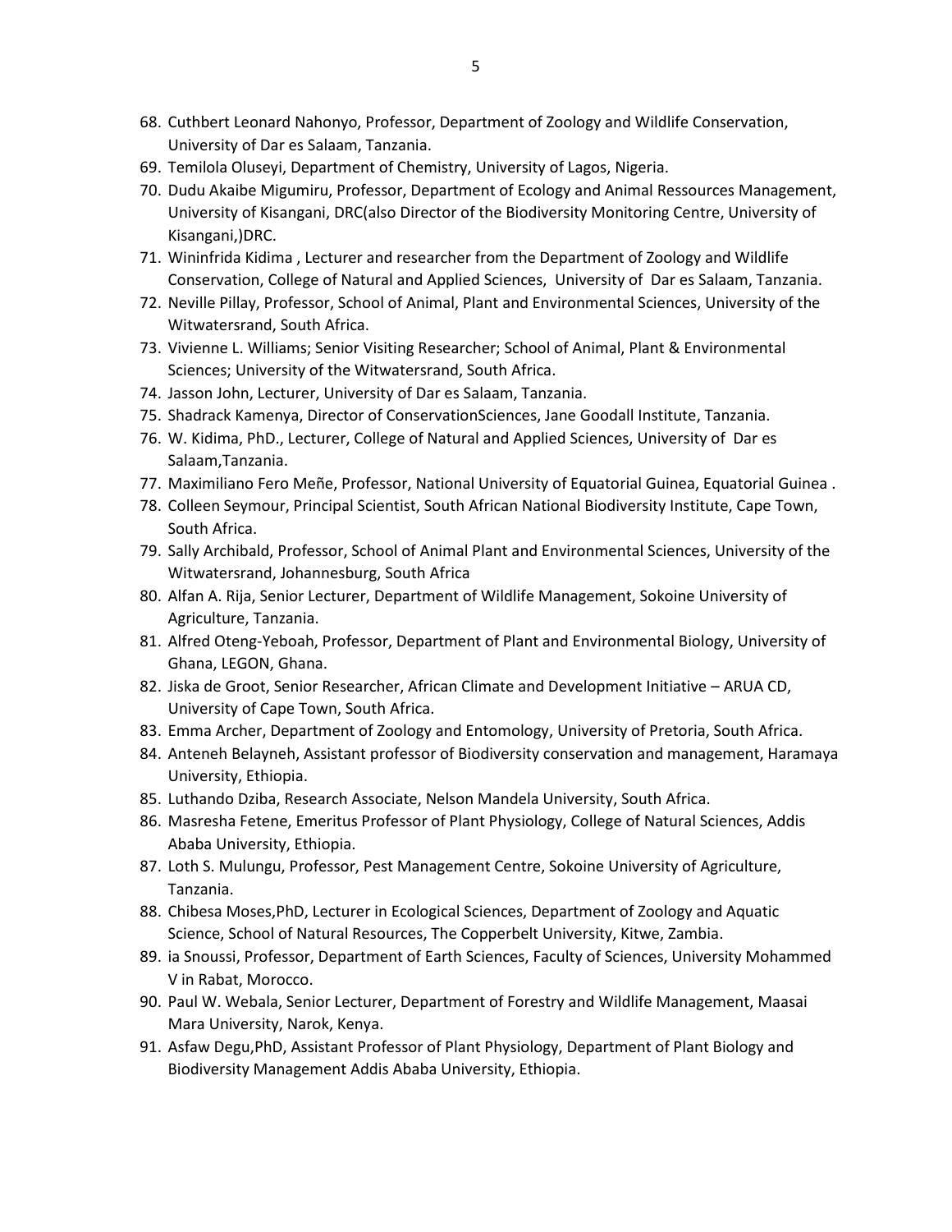68. Cuthbert Leonard Nahonyo, Professor, Department of Zoology and Wildlife Conservation, University of Dar es Salaam, Tanzania.
69. Temilola Oluseyi, Department of Chemistry, University of Lagos, Nigeria.
70. Dudu Akaibe Migumiru, Professor, Department of Ecology and Animal Ressources Management, University of Kisangani, DRC(also Director of the Biodiversity Monitoring Centre, University of Kisangani,)DRC.
71. Wininfrida Kidima , Lecturer and researcher from the Department of Zoology and Wildlife Conservation, College of Natural and Applied Sciences, University of Dar es Salaam, Tanzania.
72. Neville Pillay, Professor, School of Animal, Plant and Environmental Sciences, University of the Witwatersrand, South Africa.
73. Vivienne L. Williams; Senior Visiting Researcher; School of Animal, Plant & Environmental Sciences; University of the Witwatersrand, South Africa.
74. Jasson John, Lecturer, University of Dar es Salaam, Tanzania.
75. Shadrack Kamenya, Director of ConservationSciences, Jane Goodall Institute, Tanzania.
76. W. Kidima, PhD., Lecturer, College of Natural and Applied Sciences, University of Dar es Salaam,Tanzania.
77. Maximiliano Fero Meñe, Professor, National University of Equatorial Guinea, Equatorial Guinea .
78. Colleen Seymour, Principal Scientist, South African National Biodiversity Institute, Cape Town, South Africa.
79. Sally Archibald, Professor, School of Animal Plant and Environmental Sciences, University of the Witwatersrand, Johannesburg, South Africa
80. Alfan A. Rija, Senior Lecturer, Department of Wildlife Management, Sokoine University of Agriculture, Tanzania.
81. Alfred Oteng-Yeboah, Professor, Department of Plant and Environmental Biology, University of Ghana, LEGON, Ghana.
82. Jiska de Groot, Senior Researcher, African Climate and Development Initiative – ARUA CD, University of Cape Town, South Africa.
83. Emma Archer, Department of Zoology and Entomology, University of Pretoria, South Africa.
84. Anteneh Belayneh, Assistant professor of Biodiversity conservation and management, Haramaya University, Ethiopia.
85. Luthando Dziba, Research Associate, Nelson Mandela University, South Africa.
86. Masresha Fetene, Emeritus Professor of Plant Physiology, College of Natural Sciences, Addis Ababa University, Ethiopia.
87. Loth S. Mulungu, Professor, Pest Management Centre, Sokoine University of Agriculture, Tanzania.
88. Chibesa Moses,PhD, Lecturer in Ecological Sciences, Department of Zoology and Aquatic Science, School of Natural Resources, The Copperbelt University, Kitwe, Zambia.
89. ia Snoussi, Professor, Department of Earth Sciences, Faculty of Sciences, University Mohammed V in Rabat, Morocco.
90. Paul W. Webala, Senior Lecturer, Department of Forestry and Wildlife Management, Maasai Mara University, Narok, Kenya.
91. Asfaw Degu,PhD, Assistant Professor of Plant Physiology, Department of Plant Biology and Biodiversity Management Addis Ababa University, Ethiopia.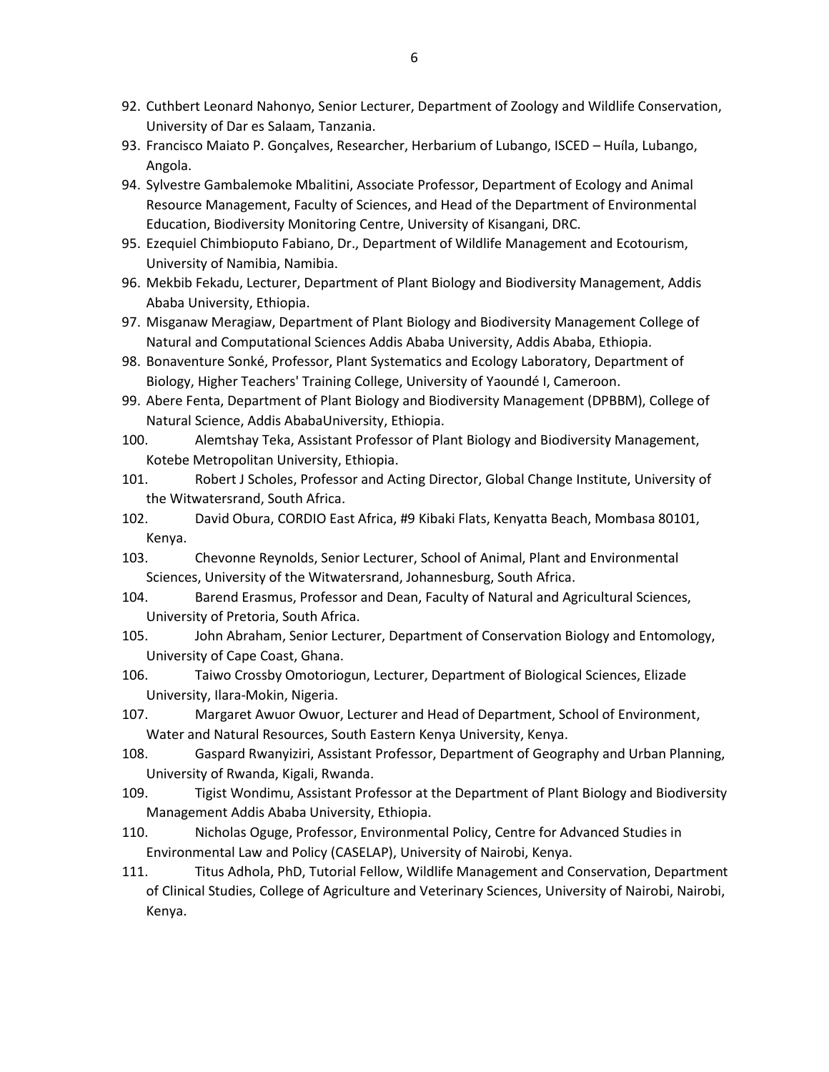92. Cuthbert Leonard Nahonyo, Senior Lecturer, Department of Zoology and Wildlife Conservation, University of Dar es Salaam, Tanzania.
93. Francisco Maiato P. Gonçalves, Researcher, Herbarium of Lubango, ISCED – Huíla, Lubango, Angola.
94. Sylvestre Gambalemoke Mbalitini, Associate Professor, Department of Ecology and Animal Resource Management, Faculty of Sciences, and Head of the Department of Environmental Education, Biodiversity Monitoring Centre, University of Kisangani, DRC.
95. Ezequiel Chimbioputo Fabiano, Dr., Department of Wildlife Management and Ecotourism, University of Namibia, Namibia.
96. Mekbib Fekadu, Lecturer, Department of Plant Biology and Biodiversity Management, Addis Ababa University, Ethiopia.
97. Misganaw Meragiaw, Department of Plant Biology and Biodiversity Management College of Natural and Computational Sciences Addis Ababa University, Addis Ababa, Ethiopia.
98. Bonaventure Sonké, Professor, Plant Systematics and Ecology Laboratory, Department of Biology, Higher Teachers' Training College, University of Yaoundé I, Cameroon.
99. Abere Fenta, Department of Plant Biology and Biodiversity Management (DPBBM), College of Natural Science, Addis AbabaUniversity, Ethiopia.
100. Alemtshay Teka, Assistant Professor of Plant Biology and Biodiversity Management, Kotebe Metropolitan University, Ethiopia.
101. Robert J Scholes, Professor and Acting Director, Global Change Institute, University of the Witwatersrand, South Africa.
102. David Obura, CORDIO East Africa, #9 Kibaki Flats, Kenyatta Beach, Mombasa 80101, Kenya.
103. Chevonne Reynolds, Senior Lecturer, School of Animal, Plant and Environmental Sciences, University of the Witwatersrand, Johannesburg, South Africa.
104. Barend Erasmus, Professor and Dean, Faculty of Natural and Agricultural Sciences, University of Pretoria, South Africa.
105. John Abraham, Senior Lecturer, Department of Conservation Biology and Entomology, University of Cape Coast, Ghana.
106. Taiwo Crossby Omotoriogun, Lecturer, Department of Biological Sciences, Elizade University, Ilara-Mokin, Nigeria.
107. Margaret Awuor Owuor, Lecturer and Head of Department, School of Environment, Water and Natural Resources, South Eastern Kenya University, Kenya.
108. Gaspard Rwanyiziri, Assistant Professor, Department of Geography and Urban Planning, University of Rwanda, Kigali, Rwanda.
109. Tigist Wondimu, Assistant Professor at the Department of Plant Biology and Biodiversity Management Addis Ababa University, Ethiopia.
110. Nicholas Oguge, Professor, Environmental Policy, Centre for Advanced Studies in Environmental Law and Policy (CASELAP), University of Nairobi, Kenya.
111. Titus Adhola, PhD, Tutorial Fellow, Wildlife Management and Conservation, Department of Clinical Studies, College of Agriculture and Veterinary Sciences, University of Nairobi, Nairobi, Kenya.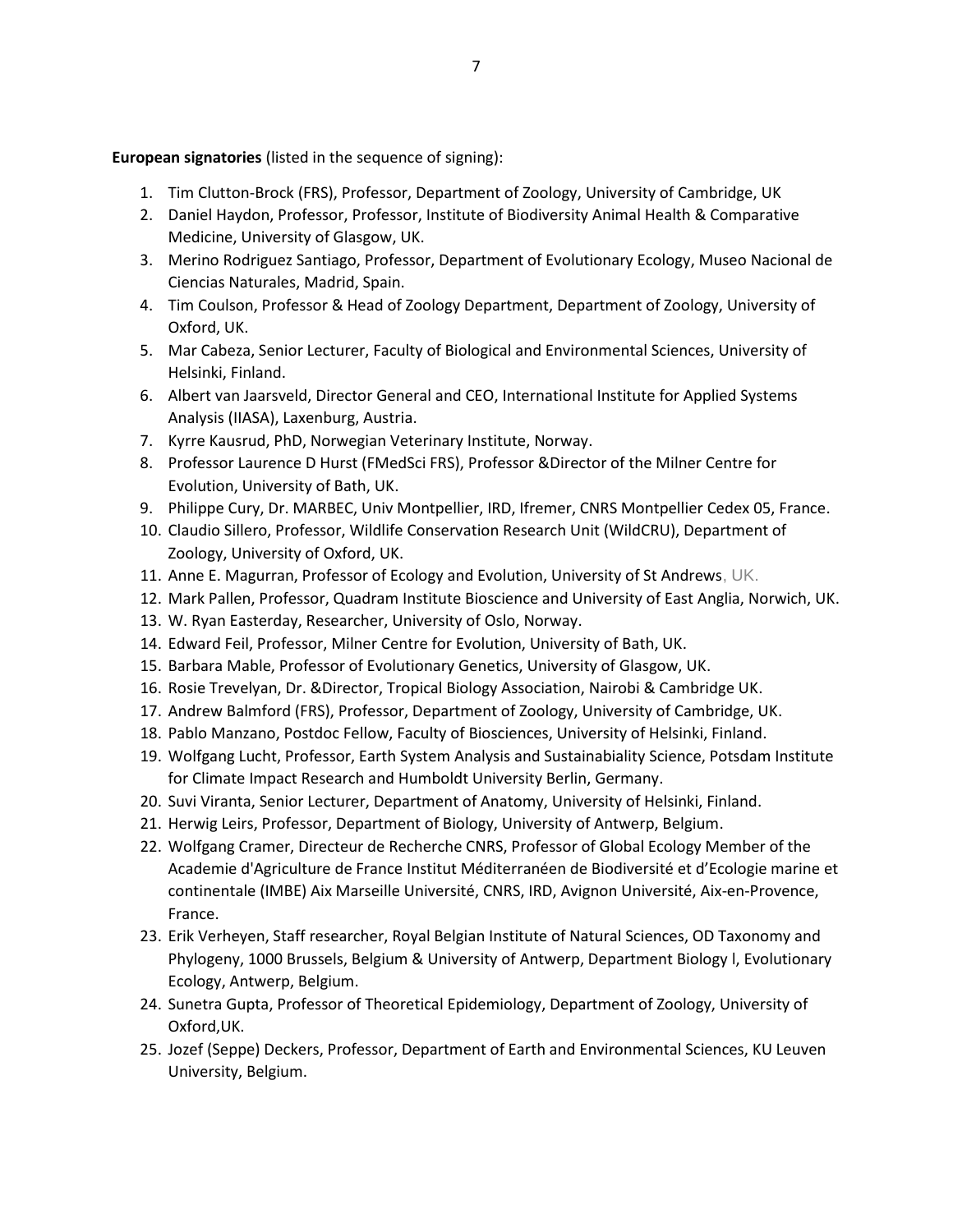**European signatories** (listed in the sequence of signing):

1. Tim Clutton-Brock (FRS), Professor, Department of Zoology, University of Cambridge, UK
2. Daniel Haydon, Professor, Professor, Institute of Biodiversity Animal Health & Comparative Medicine, University of Glasgow, UK.
3. Merino Rodriguez Santiago, Professor, Department of Evolutionary Ecology, Museo Nacional de Ciencias Naturales, Madrid, Spain.
4. Tim Coulson, Professor & Head of Zoology Department, Department of Zoology, University of Oxford, UK.
5. Mar Cabeza, Senior Lecturer, Faculty of Biological and Environmental Sciences, University of Helsinki, Finland.
6. Albert van Jaarsveld, Director General and CEO, International Institute for Applied Systems Analysis (IIASA), Laxenburg, Austria.
7. Kyrre Kausrud, PhD, Norwegian Veterinary Institute, Norway.
8. Professor Laurence D Hurst (FMedSci FRS), Professor &Director of the Milner Centre for Evolution, University of Bath, UK.
9. Philippe Cury, Dr. MARBEC, Univ Montpellier, IRD, Ifremer, CNRS Montpellier Cedex 05, France.
10. Claudio Sillero, Professor, Wildlife Conservation Research Unit (WildCRU), Department of Zoology, University of Oxford, UK.
11. Anne E. Magurran, Professor of Ecology and Evolution, University of St Andrews, UK.
12. Mark Pallen, Professor, Quadram Institute Bioscience and University of East Anglia, Norwich, UK.
13. W. Ryan Easterday, Researcher, University of Oslo, Norway.
14. Edward Feil, Professor, Milner Centre for Evolution, University of Bath, UK.
15. Barbara Mable, Professor of Evolutionary Genetics, University of Glasgow, UK.
16. Rosie Trevelyan, Dr. &Director, Tropical Biology Association, Nairobi & Cambridge UK.
17. Andrew Balmford (FRS), Professor, Department of Zoology, University of Cambridge, UK.
18. Pablo Manzano, Postdoc Fellow, Faculty of Biosciences, University of Helsinki, Finland.
19. Wolfgang Lucht, Professor, Earth System Analysis and Sustainabiality Science, Potsdam Institute for Climate Impact Research and Humboldt University Berlin, Germany.
20. Suvi Viranta, Senior Lecturer, Department of Anatomy, University of Helsinki, Finland.
21. Herwig Leirs, Professor, Department of Biology, University of Antwerp, Belgium.
22. Wolfgang Cramer, Directeur de Recherche CNRS, Professor of Global Ecology Member of the Academie d'Agriculture de France Institut Méditerranéen de Biodiversité et d'Ecologie marine et continentale (IMBE) Aix Marseille Université, CNRS, IRD, Avignon Université, Aix-en-Provence, France.
23. Erik Verheyen, Staff researcher, Royal Belgian Institute of Natural Sciences, OD Taxonomy and Phylogeny, 1000 Brussels, Belgium & University of Antwerp, Department Biology l, Evolutionary Ecology, Antwerp, Belgium.
24. Sunetra Gupta, Professor of Theoretical Epidemiology, Department of Zoology, University of Oxford,UK.
25. Jozef (Seppe) Deckers, Professor, Department of Earth and Environmental Sciences, KU Leuven University, Belgium.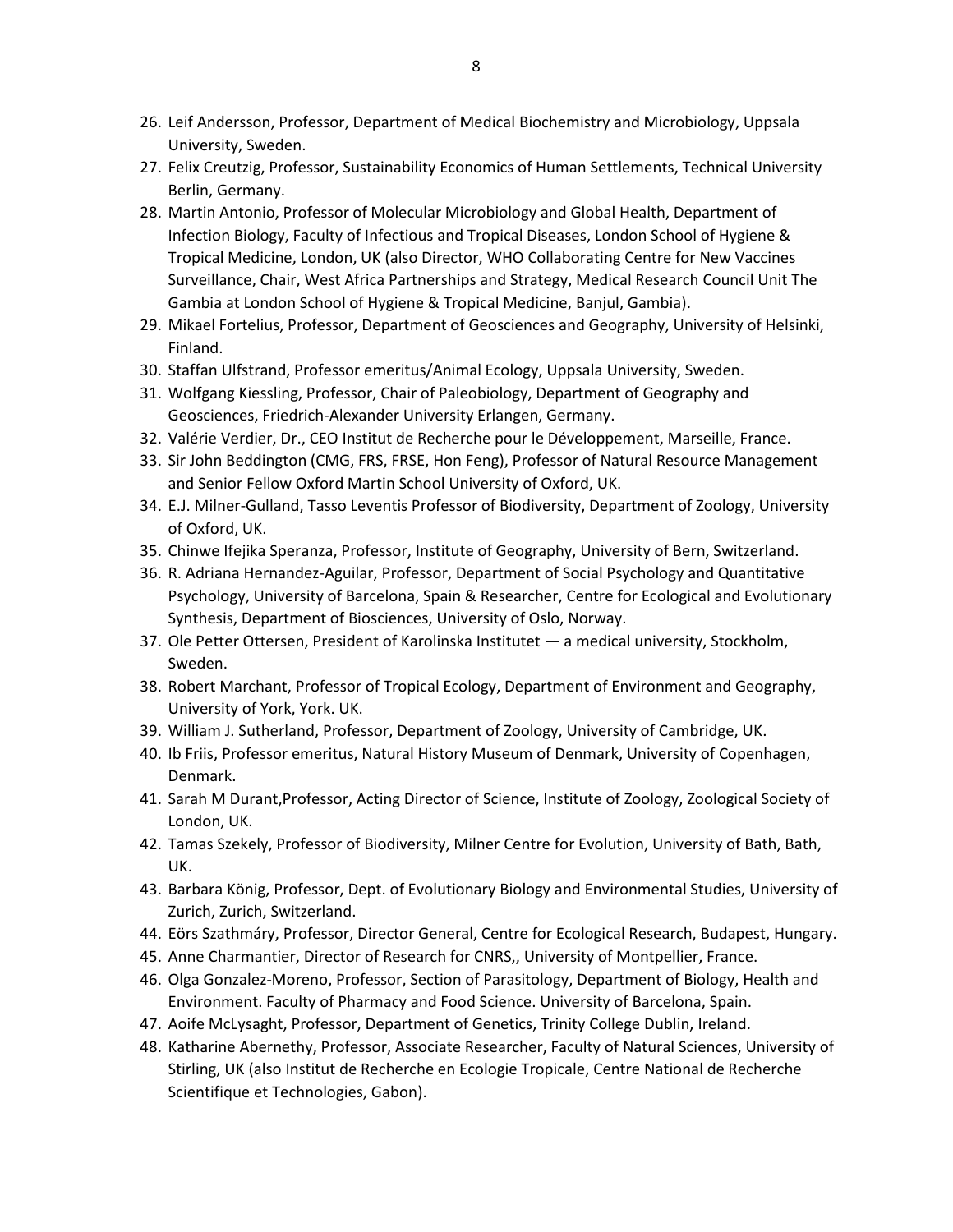26. Leif Andersson, Professor, Department of Medical Biochemistry and Microbiology, Uppsala University, Sweden.
27. Felix Creutzig, Professor, Sustainability Economics of Human Settlements, Technical University Berlin, Germany.
28. Martin Antonio, Professor of Molecular Microbiology and Global Health, Department of Infection Biology, Faculty of Infectious and Tropical Diseases, London School of Hygiene & Tropical Medicine, London, UK (also Director, WHO Collaborating Centre for New Vaccines Surveillance, Chair, West Africa Partnerships and Strategy, Medical Research Council Unit The Gambia at London School of Hygiene & Tropical Medicine, Banjul, Gambia).
29. Mikael Fortelius, Professor, Department of Geosciences and Geography, University of Helsinki, Finland.
30. Staffan Ulfstrand, Professor emeritus/Animal Ecology, Uppsala University, Sweden.
31. Wolfgang Kiessling, Professor, Chair of Paleobiology, Department of Geography and Geosciences, Friedrich-Alexander University Erlangen, Germany.
32. Valérie Verdier, Dr., CEO Institut de Recherche pour le Développement, Marseille, France.
33. Sir John Beddington (CMG, FRS, FRSE, Hon Feng), Professor of Natural Resource Management and Senior Fellow Oxford Martin School University of Oxford, UK.
34. E.J. Milner-Gulland, Tasso Leventis Professor of Biodiversity, Department of Zoology, University of Oxford, UK.
35. Chinwe Ifejika Speranza, Professor, Institute of Geography, University of Bern, Switzerland.
36. R. Adriana Hernandez-Aguilar, Professor, Department of Social Psychology and Quantitative Psychology, University of Barcelona, Spain & Researcher, Centre for Ecological and Evolutionary Synthesis, Department of Biosciences, University of Oslo, Norway.
37. Ole Petter Ottersen, President of Karolinska Institutet — a medical university, Stockholm, Sweden.
38. Robert Marchant, Professor of Tropical Ecology, Department of Environment and Geography, University of York, York. UK.
39. William J. Sutherland, Professor, Department of Zoology, University of Cambridge, UK.
40. Ib Friis, Professor emeritus, Natural History Museum of Denmark, University of Copenhagen, Denmark.
41. Sarah M Durant,Professor, Acting Director of Science, Institute of Zoology, Zoological Society of London, UK.
42. Tamas Szekely, Professor of Biodiversity, Milner Centre for Evolution, University of Bath, Bath, UK.
43. Barbara König, Professor, Dept. of Evolutionary Biology and Environmental Studies, University of Zurich, Zurich, Switzerland.
44. Eörs Szathmáry, Professor, Director General, Centre for Ecological Research, Budapest, Hungary.
45. Anne Charmantier, Director of Research for CNRS,, University of Montpellier, France.
46. Olga Gonzalez-Moreno, Professor, Section of Parasitology, Department of Biology, Health and Environment. Faculty of Pharmacy and Food Science. University of Barcelona, Spain.
47. Aoife McLysaght, Professor, Department of Genetics, Trinity College Dublin, Ireland.
48. Katharine Abernethy, Professor, Associate Researcher, Faculty of Natural Sciences, University of Stirling, UK (also Institut de Recherche en Ecologie Tropicale, Centre National de Recherche Scientifique et Technologies, Gabon).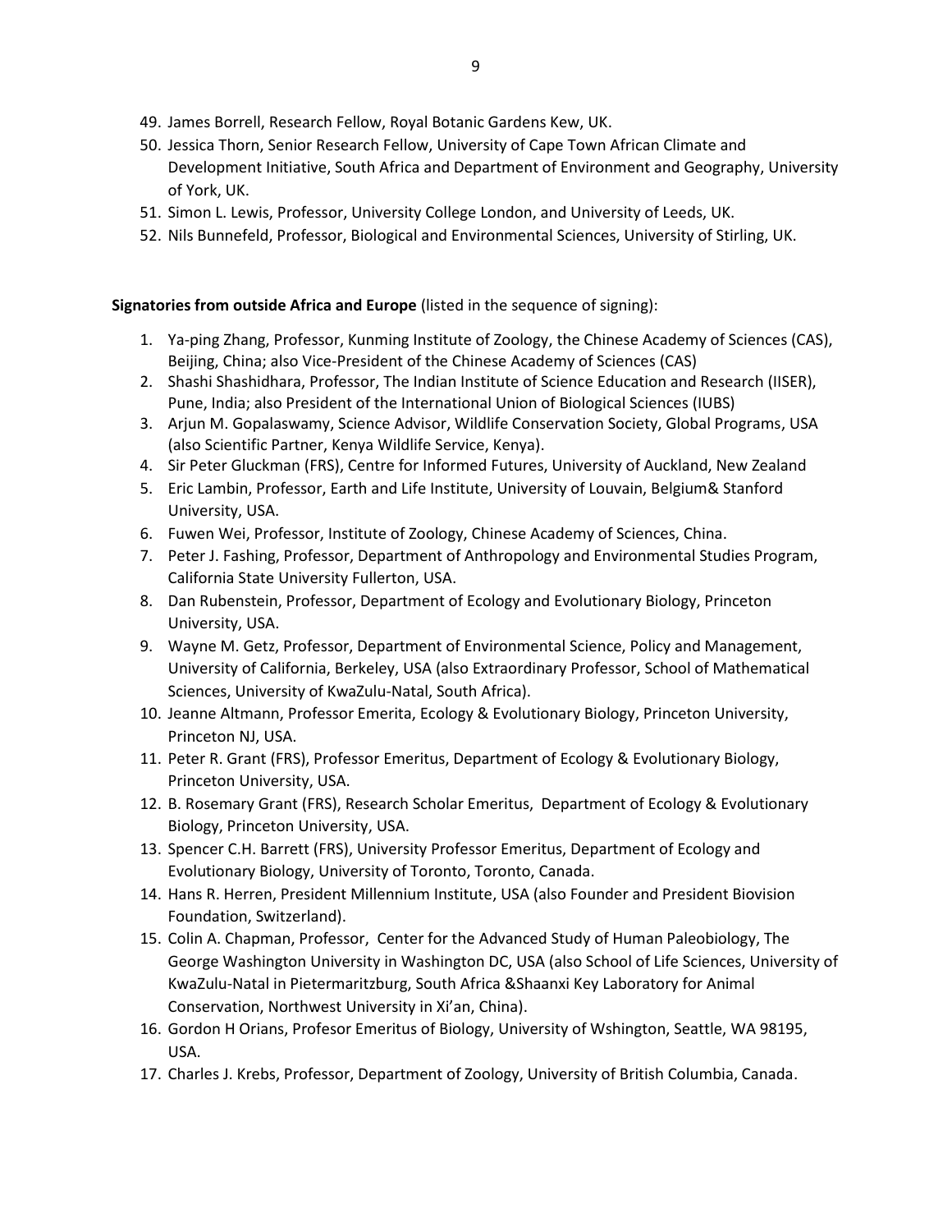49. James Borrell, Research Fellow, Royal Botanic Gardens Kew, UK.
50. Jessica Thorn, Senior Research Fellow, University of Cape Town African Climate and Development Initiative, South Africa and Department of Environment and Geography, University of York, UK.
51. Simon L. Lewis, Professor, University College London, and University of Leeds, UK.
52. Nils Bunnefeld, Professor, Biological and Environmental Sciences, University of Stirling, UK.

**Signatories from outside Africa and Europe** (listed in the sequence of signing):

1. Ya-ping Zhang, Professor, Kunming Institute of Zoology, the Chinese Academy of Sciences (CAS), Beijing, China; also Vice-President of the Chinese Academy of Sciences (CAS)
2. Shashi Shashidhara, Professor, The Indian Institute of Science Education and Research (IISER), Pune, India; also President of the International Union of Biological Sciences (IUBS)
3. Arjun M. Gopalaswamy, Science Advisor, Wildlife Conservation Society, Global Programs, USA (also Scientific Partner, Kenya Wildlife Service, Kenya).
4. Sir Peter Gluckman (FRS), Centre for Informed Futures, University of Auckland, New Zealand
5. Eric Lambin, Professor, Earth and Life Institute, University of Louvain, Belgium& Stanford University, USA.
6. Fuwen Wei, Professor, Institute of Zoology, Chinese Academy of Sciences, China.
7. Peter J. Fashing, Professor, Department of Anthropology and Environmental Studies Program, California State University Fullerton, USA.
8. Dan Rubenstein, Professor, Department of Ecology and Evolutionary Biology, Princeton University, USA.
9. Wayne M. Getz, Professor, Department of Environmental Science, Policy and Management, University of California, Berkeley, USA (also Extraordinary Professor, School of Mathematical Sciences, University of KwaZulu-Natal, South Africa).
10. Jeanne Altmann, Professor Emerita, Ecology & Evolutionary Biology, Princeton University, Princeton NJ, USA.
11. Peter R. Grant (FRS), Professor Emeritus, Department of Ecology & Evolutionary Biology, Princeton University, USA.
12. B. Rosemary Grant (FRS), Research Scholar Emeritus, Department of Ecology & Evolutionary Biology, Princeton University, USA.
13. Spencer C.H. Barrett (FRS), University Professor Emeritus, Department of Ecology and Evolutionary Biology, University of Toronto, Toronto, Canada.
14. Hans R. Herren, President Millennium Institute, USA (also Founder and President Biovision Foundation, Switzerland).
15. Colin A. Chapman, Professor, Center for the Advanced Study of Human Paleobiology, The George Washington University in Washington DC, USA (also School of Life Sciences, University of KwaZulu-Natal in Pietermaritzburg, South Africa &Shaanxi Key Laboratory for Animal Conservation, Northwest University in Xi'an, China).
16. Gordon H Orians, Profesor Emeritus of Biology, University of Wshington, Seattle, WA 98195, USA.
17. Charles J. Krebs, Professor, Department of Zoology, University of British Columbia, Canada.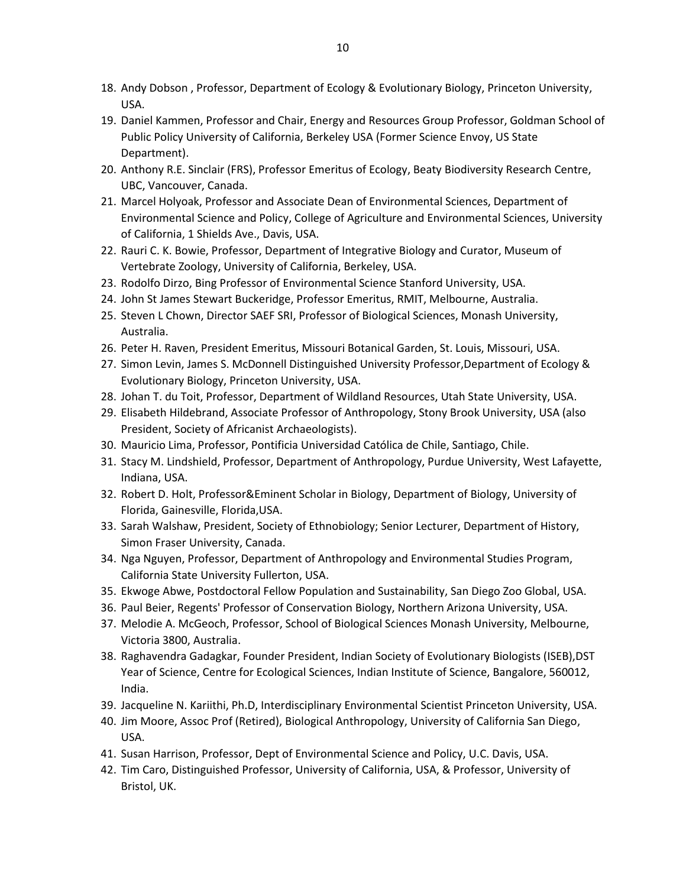18. Andy Dobson , Professor, Department of Ecology & Evolutionary Biology, Princeton University, USA.
19. Daniel Kammen, Professor and Chair, Energy and Resources Group Professor, Goldman School of Public Policy University of California, Berkeley USA (Former Science Envoy, US State Department).
20. Anthony R.E. Sinclair (FRS), Professor Emeritus of Ecology, Beaty Biodiversity Research Centre, UBC, Vancouver, Canada.
21. Marcel Holyoak, Professor and Associate Dean of Environmental Sciences, Department of Environmental Science and Policy, College of Agriculture and Environmental Sciences, University of California, 1 Shields Ave., Davis, USA.
22. Rauri C. K. Bowie, Professor, Department of Integrative Biology and Curator, Museum of Vertebrate Zoology, University of California, Berkeley, USA.
23. Rodolfo Dirzo, Bing Professor of Environmental Science Stanford University, USA.
24. John St James Stewart Buckeridge, Professor Emeritus, RMIT, Melbourne, Australia.
25. Steven L Chown, Director SAEF SRI, Professor of Biological Sciences, Monash University, Australia.
26. Peter H. Raven, President Emeritus, Missouri Botanical Garden, St. Louis, Missouri, USA.
27. Simon Levin, James S. McDonnell Distinguished University Professor,Department of Ecology & Evolutionary Biology, Princeton University, USA.
28. Johan T. du Toit, Professor, Department of Wildland Resources, Utah State University, USA.
29. Elisabeth Hildebrand, Associate Professor of Anthropology, Stony Brook University, USA (also President, Society of Africanist Archaeologists).
30. Mauricio Lima, Professor, Pontificia Universidad Católica de Chile, Santiago, Chile.
31. Stacy M. Lindshield, Professor, Department of Anthropology, Purdue University, West Lafayette, Indiana, USA.
32. Robert D. Holt, Professor&Eminent Scholar in Biology, Department of Biology, University of Florida, Gainesville, Florida,USA.
33. Sarah Walshaw, President, Society of Ethnobiology; Senior Lecturer, Department of History, Simon Fraser University, Canada.
34. Nga Nguyen, Professor, Department of Anthropology and Environmental Studies Program, California State University Fullerton, USA.
35. Ekwoge Abwe, Postdoctoral Fellow Population and Sustainability, San Diego Zoo Global, USA.
36. Paul Beier, Regents' Professor of Conservation Biology, Northern Arizona University, USA.
37. Melodie A. McGeoch, Professor, School of Biological Sciences Monash University, Melbourne, Victoria 3800, Australia.
38. Raghavendra Gadagkar, Founder President, Indian Society of Evolutionary Biologists (ISEB),DST Year of Science, Centre for Ecological Sciences, Indian Institute of Science, Bangalore, 560012, India.
39. Jacqueline N. Kariithi, Ph.D, Interdisciplinary Environmental Scientist Princeton University, USA.
40. Jim Moore, Assoc Prof (Retired), Biological Anthropology, University of California San Diego, USA.
41. Susan Harrison, Professor, Dept of Environmental Science and Policy, U.C. Davis, USA.
42. Tim Caro, Distinguished Professor, University of California, USA, & Professor, University of Bristol, UK.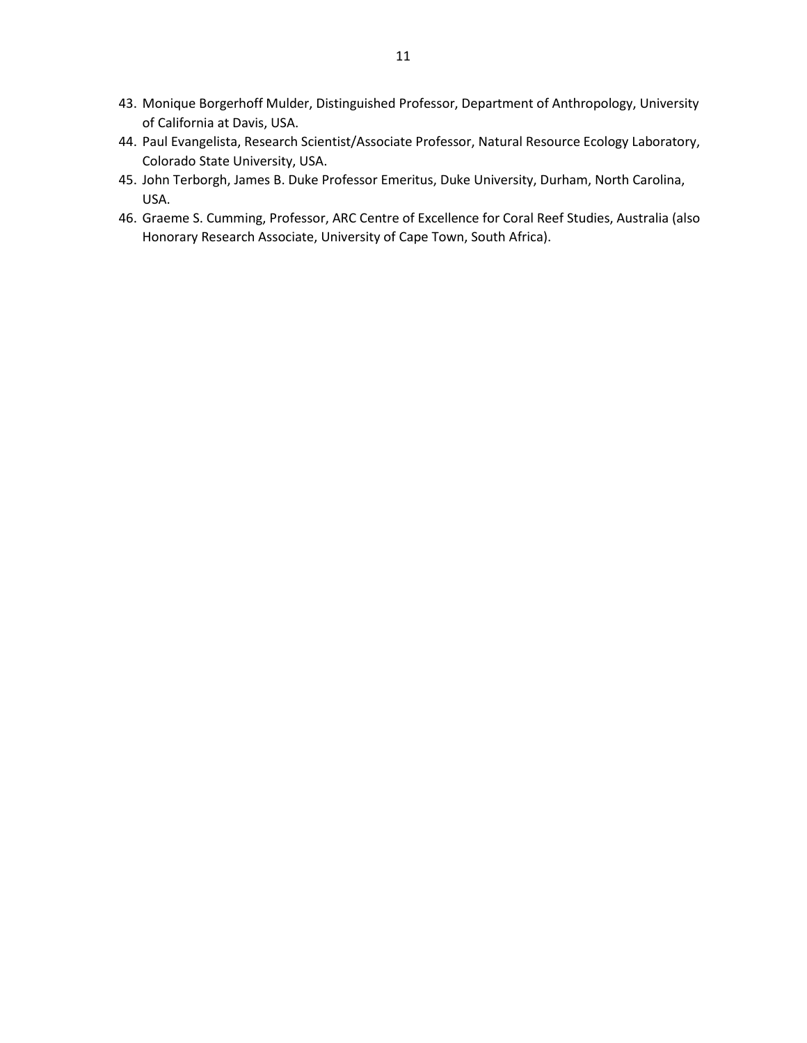43. Monique Borgerhoff Mulder, Distinguished Professor, Department of Anthropology, University of California at Davis, USA.
44. Paul Evangelista, Research Scientist/Associate Professor, Natural Resource Ecology Laboratory, Colorado State University, USA.
45. John Terborgh, James B. Duke Professor Emeritus, Duke University, Durham, North Carolina, USA.
46. Graeme S. Cumming, Professor, ARC Centre of Excellence for Coral Reef Studies, Australia (also Honorary Research Associate, University of Cape Town, South Africa).